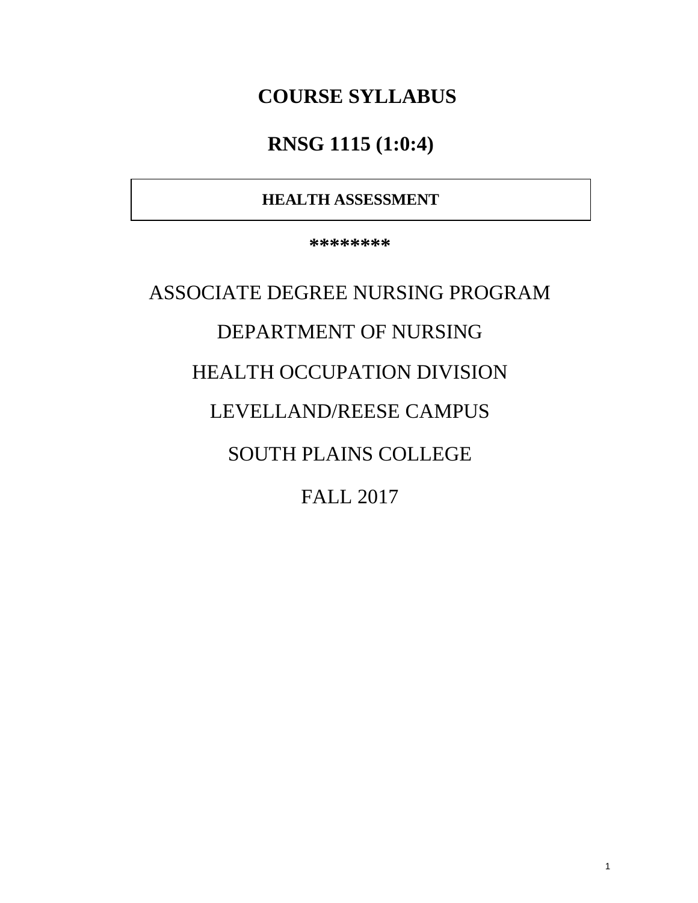# COURSE SYLLABUS

# RNSG 1115 (1:0:4)

**HEALTH ASSESSMENT**

**********

ASSOCIATE DEGREE NURSING PROGRAM

DEPARTMENT OF NURSING

HEALTH OCCUPATION DIVISION

LEVELLAND/REESE CAMPUS

SOUTH PLAINS COLLEGE

FALL 2017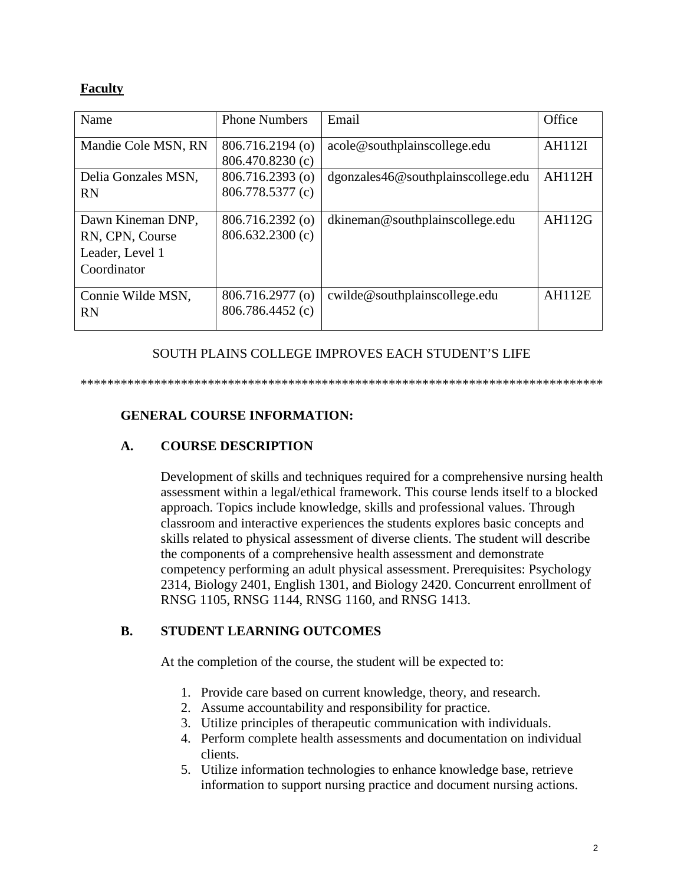**Faculty**

| Name | Phone Numbers | Email | Office |
|---|---|---|---|
| Mandie Cole MSN, RN | 806.716.2194 (o) 806.470.8230 (c) | acole@southplainscollege.edu | AH112I |
| Delia Gonzales MSN, RN | 806.716.2393 (o) 806.778.5377 (c) | dgonzales46@southplainscollege.edu | AH112H |
| Dawn Kineman DNP, RN, CPN, Course Leader, Level 1 Coordinator | 806.716.2392 (o) 806.632.2300 (c) | dkineman@southplainscollege.edu | AH112G |
| Connie Wilde MSN, RN | 806.716.2977 (o) 806.786.4452 (c) | cwilde@southplainscollege.edu | AH112E |

SOUTH PLAINS COLLEGE IMPROVES EACH STUDENT'S LIFE

*******************************************************************************

**GENERAL COURSE INFORMATION:**

**A. COURSE DESCRIPTION**

Development of skills and techniques required for a comprehensive nursing health assessment within a legal/ethical framework. This course lends itself to a blocked approach. Topics include knowledge, skills and professional values. Through classroom and interactive experiences the students explores basic concepts and skills related to physical assessment of diverse clients. The student will describe the components of a comprehensive health assessment and demonstrate competency performing an adult physical assessment. Prerequisites: Psychology 2314, Biology 2401, English 1301, and Biology 2420. Concurrent enrollment of RNSG 1105, RNSG 1144, RNSG 1160, and RNSG 1413.

**B. STUDENT LEARNING OUTCOMES**

At the completion of the course, the student will be expected to:

1. Provide care based on current knowledge, theory, and research.
2. Assume accountability and responsibility for practice.
3. Utilize principles of therapeutic communication with individuals.
4. Perform complete health assessments and documentation on individual clients.
5. Utilize information technologies to enhance knowledge base, retrieve information to support nursing practice and document nursing actions.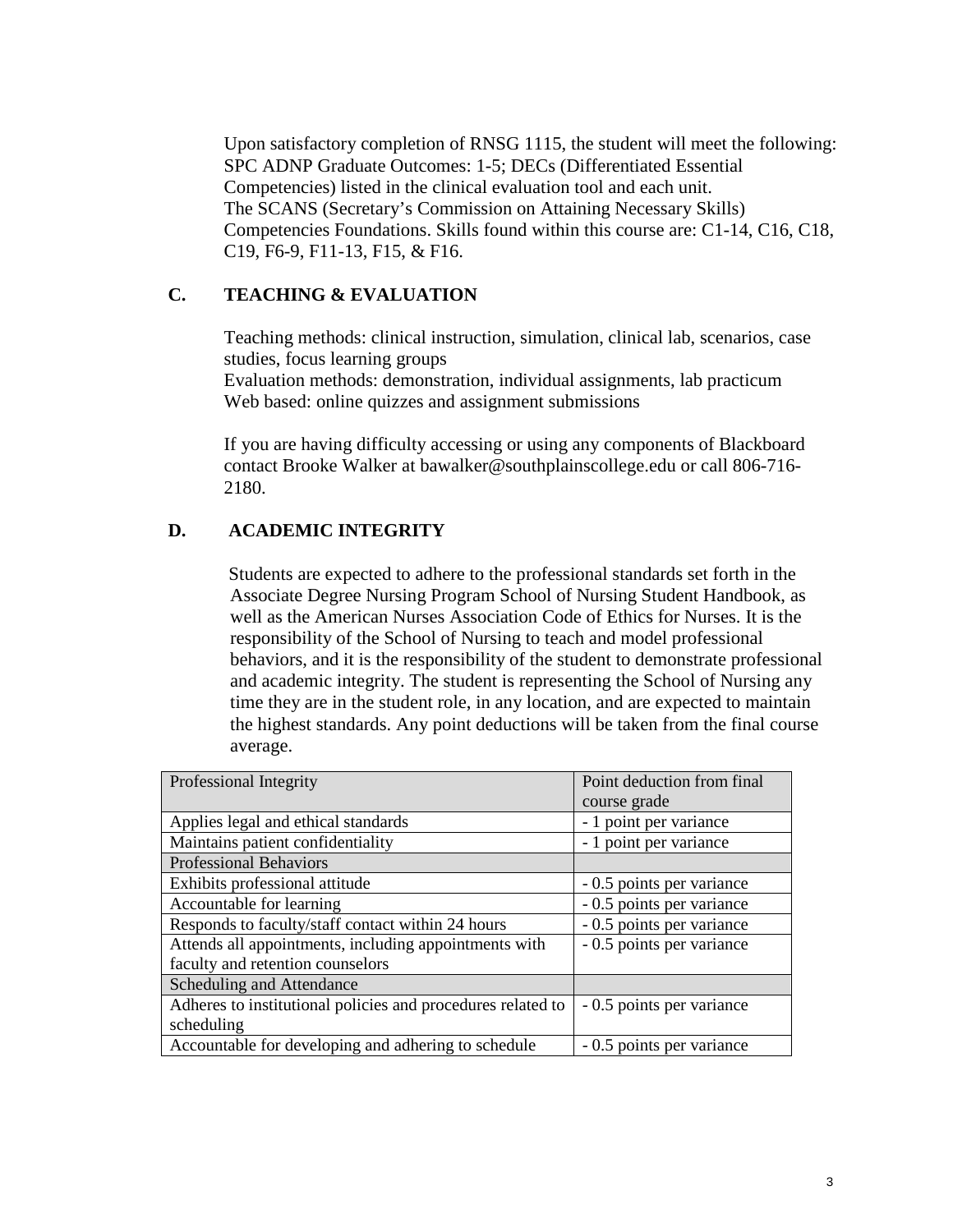Upon satisfactory completion of RNSG 1115, the student will meet the following: SPC ADNP Graduate Outcomes: 1-5; DECs (Differentiated Essential Competencies) listed in the clinical evaluation tool and each unit.
The SCANS (Secretary's Commission on Attaining Necessary Skills) Competencies Foundations. Skills found within this course are: C1-14, C16, C18, C19, F6-9, F11-13, F15, & F16.

## C. TEACHING & EVALUATION

Teaching methods: clinical instruction, simulation, clinical lab, scenarios, case studies, focus learning groups
Evaluation methods: demonstration, individual assignments, lab practicum
Web based: online quizzes and assignment submissions

If you are having difficulty accessing or using any components of Blackboard contact Brooke Walker at bawalker@southplainscollege.edu or call 806-716-2180.

## D. ACADEMIC INTEGRITY

Students are expected to adhere to the professional standards set forth in the Associate Degree Nursing Program School of Nursing Student Handbook, as well as the American Nurses Association Code of Ethics for Nurses. It is the responsibility of the School of Nursing to teach and model professional behaviors, and it is the responsibility of the student to demonstrate professional and academic integrity. The student is representing the School of Nursing any time they are in the student role, in any location, and are expected to maintain the highest standards. Any point deductions will be taken from the final course average.

| Professional Integrity | Point deduction from final course grade |
|---|---|
| Applies legal and ethical standards | - 1 point per variance |
| Maintains patient confidentiality | - 1 point per variance |
| Professional Behaviors | |
| Exhibits professional attitude | - 0.5 points per variance |
| Accountable for learning | - 0.5 points per variance |
| Responds to faculty/staff contact within 24 hours | - 0.5 points per variance |
| Attends all appointments, including appointments with faculty and retention counselors | - 0.5 points per variance |
| Scheduling and Attendance | |
| Adheres to institutional policies and procedures related to scheduling | - 0.5 points per variance |
| Accountable for developing and adhering to schedule | - 0.5 points per variance |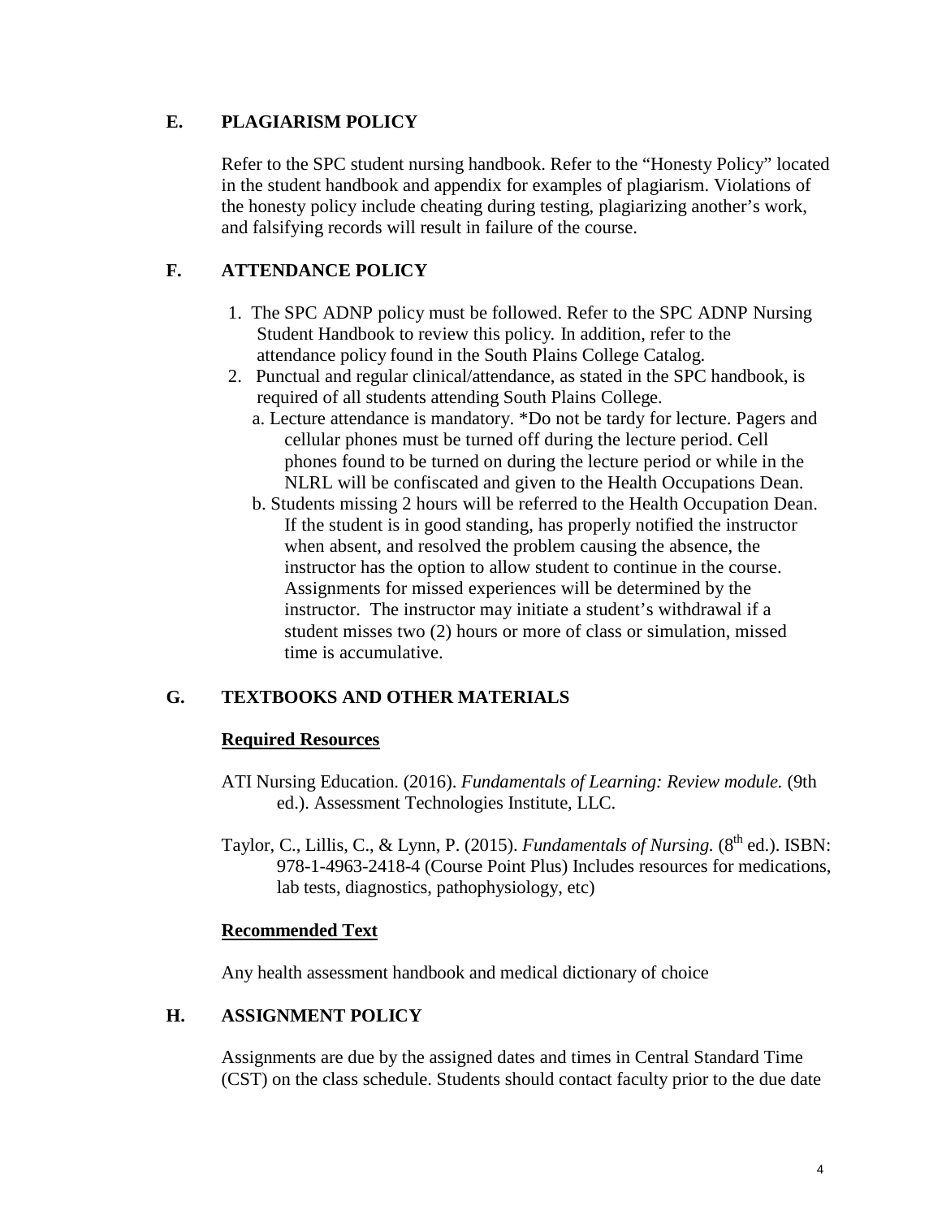## E. PLAGIARISM POLICY

Refer to the SPC student nursing handbook. Refer to the "Honesty Policy" located in the student handbook and appendix for examples of plagiarism. Violations of the honesty policy include cheating during testing, plagiarizing another's work, and falsifying records will result in failure of the course.

## F. ATTENDANCE POLICY

1. The SPC ADNP policy must be followed. Refer to the SPC ADNP Nursing Student Handbook to review this policy. In addition, refer to the attendance policy found in the South Plains College Catalog.
2. Punctual and regular clinical/attendance, as stated in the SPC handbook, is required of all students attending South Plains College.
   a. Lecture attendance is mandatory. *Do not be tardy for lecture. Pagers and cellular phones must be turned off during the lecture period. Cell phones found to be turned on during the lecture period or while in the NLRL will be confiscated and given to the Health Occupations Dean.
   b. Students missing 2 hours will be referred to the Health Occupation Dean. If the student is in good standing, has properly notified the instructor when absent, and resolved the problem causing the absence, the instructor has the option to allow student to continue in the course. Assignments for missed experiences will be determined by the instructor. The instructor may initiate a student's withdrawal if a student misses two (2) hours or more of class or simulation, missed time is accumulative.

## G. TEXTBOOKS AND OTHER MATERIALS

**Required Resources**

ATI Nursing Education. (2016). *Fundamentals of Learning: Review module.* (9th ed.). Assessment Technologies Institute, LLC.

Taylor, C., Lillis, C., & Lynn, P. (2015). *Fundamentals of Nursing.* (8th ed.). ISBN: 978-1-4963-2418-4 (Course Point Plus) Includes resources for medications, lab tests, diagnostics, pathophysiology, etc)

**Recommended Text**

Any health assessment handbook and medical dictionary of choice

## H. ASSIGNMENT POLICY

Assignments are due by the assigned dates and times in Central Standard Time (CST) on the class schedule. Students should contact faculty prior to the due date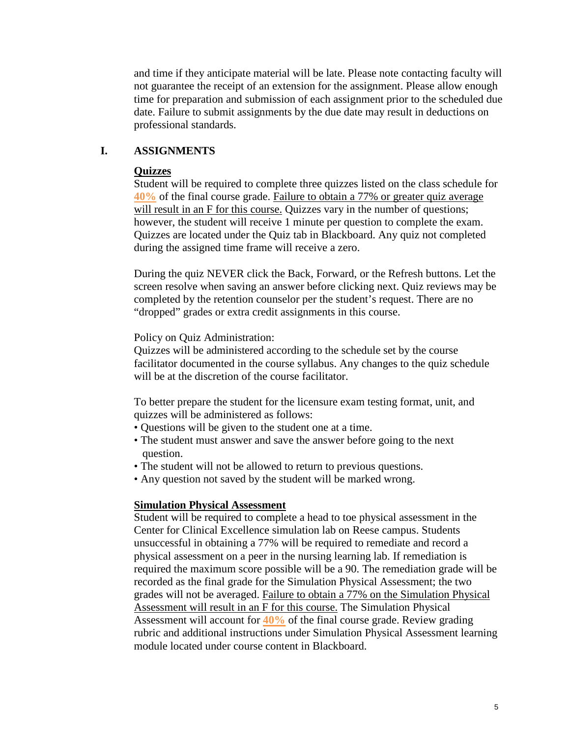and time if they anticipate material will be late. Please note contacting faculty will not guarantee the receipt of an extension for the assignment. Please allow enough time for preparation and submission of each assignment prior to the scheduled due date. Failure to submit assignments by the due date may result in deductions on professional standards.

## I. ASSIGNMENTS

### Quizzes

Student will be required to complete three quizzes listed on the class schedule for **40%** of the final course grade. Failure to obtain a 77% or greater quiz average will result in an F for this course. Quizzes vary in the number of questions; however, the student will receive 1 minute per question to complete the exam. Quizzes are located under the Quiz tab in Blackboard. Any quiz not completed during the assigned time frame will receive a zero.

During the quiz NEVER click the Back, Forward, or the Refresh buttons. Let the screen resolve when saving an answer before clicking next. Quiz reviews may be completed by the retention counselor per the student's request. There are no "dropped" grades or extra credit assignments in this course.

Policy on Quiz Administration:
Quizzes will be administered according to the schedule set by the course facilitator documented in the course syllabus. Any changes to the quiz schedule will be at the discretion of the course facilitator.

To better prepare the student for the licensure exam testing format, unit, and quizzes will be administered as follows:

- Questions will be given to the student one at a time.
- The student must answer and save the answer before going to the next question.
- The student will not be allowed to return to previous questions.
- Any question not saved by the student will be marked wrong.

### Simulation Physical Assessment

Student will be required to complete a head to toe physical assessment in the Center for Clinical Excellence simulation lab on Reese campus. Students unsuccessful in obtaining a 77% will be required to remediate and record a physical assessment on a peer in the nursing learning lab. If remediation is required the maximum score possible will be a 90. The remediation grade will be recorded as the final grade for the Simulation Physical Assessment; the two grades will not be averaged. Failure to obtain a 77% on the Simulation Physical Assessment will result in an F for this course. The Simulation Physical Assessment will account for **40%** of the final course grade. Review grading rubric and additional instructions under Simulation Physical Assessment learning module located under course content in Blackboard.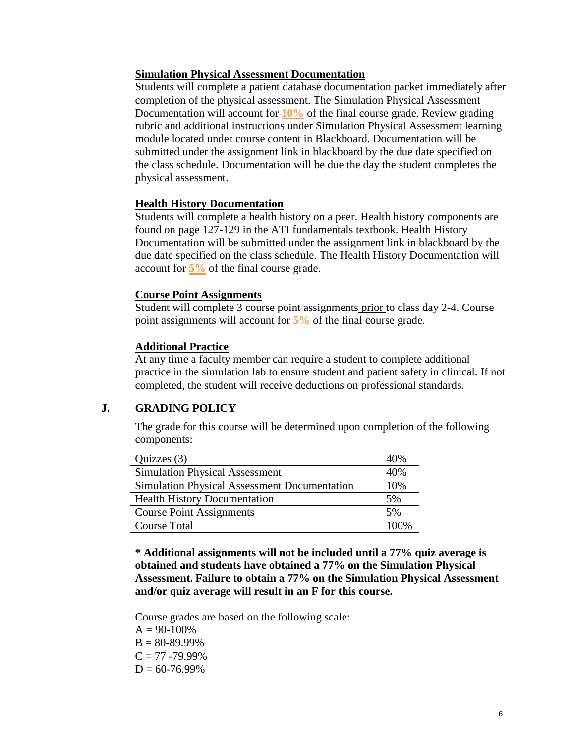#### Simulation Physical Assessment Documentation

Students will complete a patient database documentation packet immediately after completion of the physical assessment. The Simulation Physical Assessment Documentation will account for **10%** of the final course grade. Review grading rubric and additional instructions under Simulation Physical Assessment learning module located under course content in Blackboard. Documentation will be submitted under the assignment link in blackboard by the due date specified on the class schedule. Documentation will be due the day the student completes the physical assessment.

#### Health History Documentation

Students will complete a health history on a peer. Health history components are found on page 127-129 in the ATI fundamentals textbook. Health History Documentation will be submitted under the assignment link in blackboard by the due date specified on the class schedule. The Health History Documentation will account for **5%** of the final course grade.

#### Course Point Assignments

Student will complete 3 course point assignments prior to class day 2-4. Course point assignments will account for **5%** of the final course grade.

#### Additional Practice

At any time a faculty member can require a student to complete additional practice in the simulation lab to ensure student and patient safety in clinical. If not completed, the student will receive deductions on professional standards.

## J. GRADING POLICY

The grade for this course will be determined upon completion of the following components:

| Component | Weight |
|---|---|
| Quizzes (3) | 40% |
| Simulation Physical Assessment | 40% |
| Simulation Physical Assessment Documentation | 10% |
| Health History Documentation | 5% |
| Course Point Assignments | 5% |
| Course Total | 100% |

**\* Additional assignments will not be included until a 77% quiz average is obtained and students have obtained a 77% on the Simulation Physical Assessment. Failure to obtain a 77% on the Simulation Physical Assessment and/or quiz average will result in an F for this course.**

Course grades are based on the following scale:

A = 90-100%
B = 80-89.99%
C = 77 -79.99%
D = 60-76.99%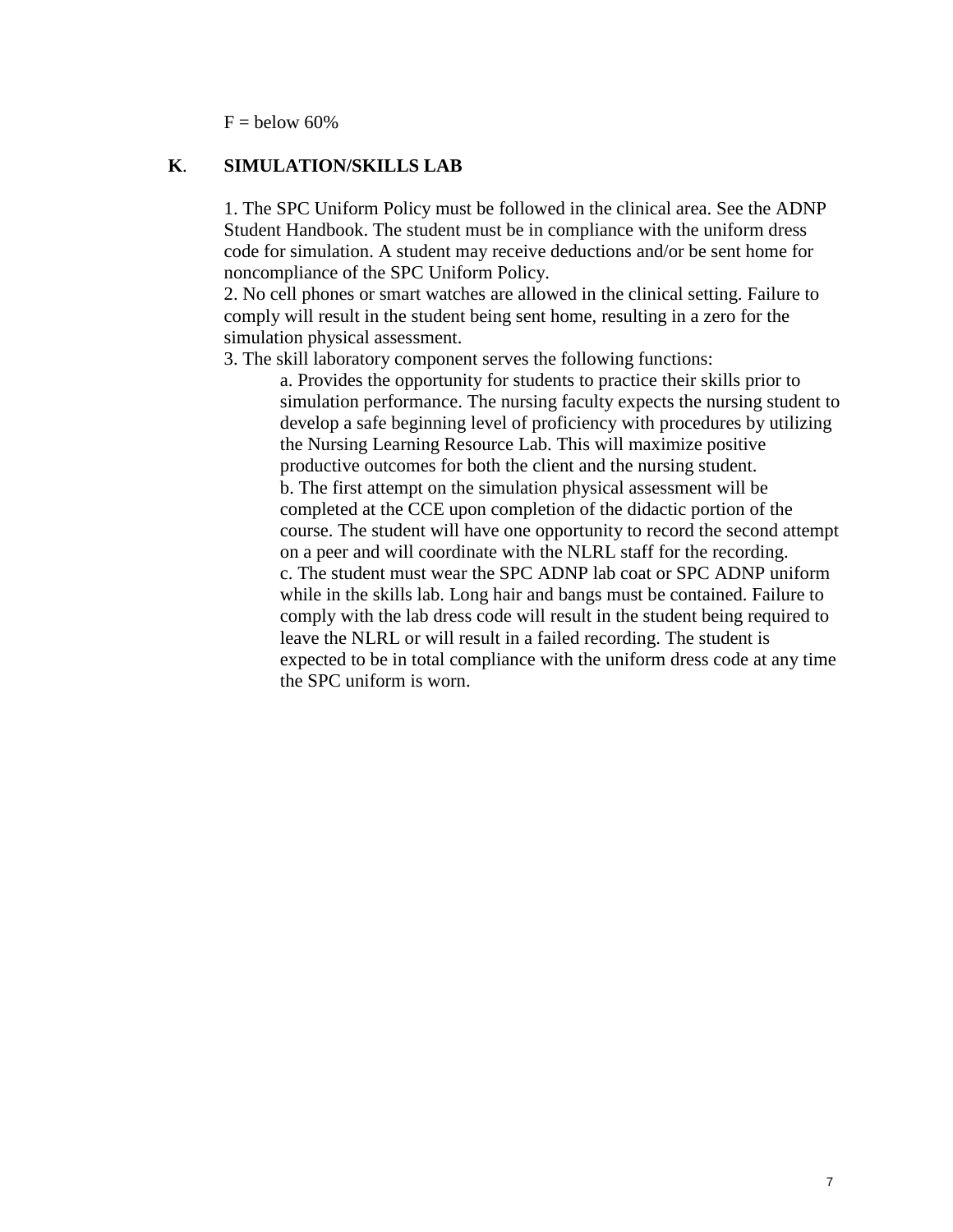F = below 60%

## K. SIMULATION/SKILLS LAB

1. The SPC Uniform Policy must be followed in the clinical area. See the ADNP Student Handbook. The student must be in compliance with the uniform dress code for simulation. A student may receive deductions and/or be sent home for noncompliance of the SPC Uniform Policy.
2. No cell phones or smart watches are allowed in the clinical setting. Failure to comply will result in the student being sent home, resulting in a zero for the simulation physical assessment.
3. The skill laboratory component serves the following functions:
   a. Provides the opportunity for students to practice their skills prior to simulation performance. The nursing faculty expects the nursing student to develop a safe beginning level of proficiency with procedures by utilizing the Nursing Learning Resource Lab. This will maximize positive productive outcomes for both the client and the nursing student.
   b. The first attempt on the simulation physical assessment will be completed at the CCE upon completion of the didactic portion of the course. The student will have one opportunity to record the second attempt on a peer and will coordinate with the NLRL staff for the recording.
   c. The student must wear the SPC ADNP lab coat or SPC ADNP uniform while in the skills lab. Long hair and bangs must be contained. Failure to comply with the lab dress code will result in the student being required to leave the NLRL or will result in a failed recording. The student is expected to be in total compliance with the uniform dress code at any time the SPC uniform is worn.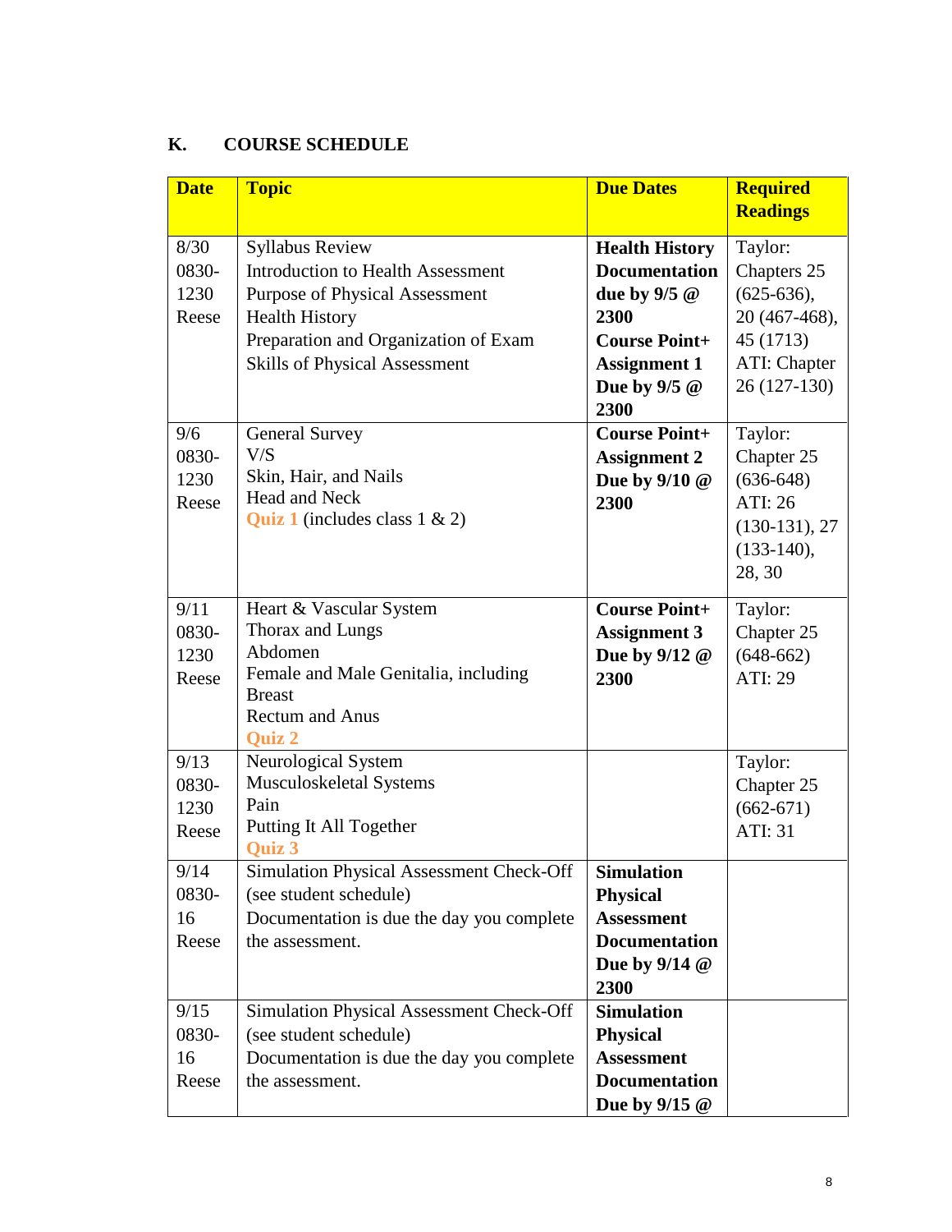## K. COURSE SCHEDULE

| Date | Topic | Due Dates | Required Readings |
|---|---|---|---|
| 8/30 0830-1230 Reese | Syllabus Review<br>Introduction to Health Assessment<br>Purpose of Physical Assessment<br>Health History<br>Preparation and Organization of Exam<br>Skills of Physical Assessment | **Health History Documentation due by 9/5 @ 2300**<br>**Course Point+ Assignment 1 Due by 9/5 @ 2300** | Taylor: Chapters 25 (625-636), 20 (467-468), 45 (1713)<br>ATI: Chapter 26 (127-130) |
| 9/6 0830-1230 Reese | General Survey<br>V/S<br>Skin, Hair, and Nails<br>Head and Neck<br>**Quiz 1** (includes class 1 & 2) | **Course Point+ Assignment 2 Due by 9/10 @ 2300** | Taylor: Chapter 25 (636-648)<br>ATI: 26 (130-131), 27 (133-140), 28, 30 |
| 9/11 0830-1230 Reese | Heart & Vascular System<br>Thorax and Lungs<br>Abdomen<br>Female and Male Genitalia, including Breast<br>Rectum and Anus<br>**Quiz 2** | **Course Point+ Assignment 3 Due by 9/12 @ 2300** | Taylor: Chapter 25 (648-662)<br>ATI: 29 |
| 9/13 0830-1230 Reese | Neurological System<br>Musculoskeletal Systems<br>Pain<br>Putting It All Together<br>**Quiz 3** | | Taylor: Chapter 25 (662-671)<br>ATI: 31 |
| 9/14 0830-16 Reese | Simulation Physical Assessment Check-Off (see student schedule)<br>Documentation is due the day you complete the assessment. | **Simulation Physical Assessment Documentation Due by 9/14 @ 2300** | |
| 9/15 0830-16 Reese | Simulation Physical Assessment Check-Off (see student schedule)<br>Documentation is due the day you complete the assessment. | **Simulation Physical Assessment Documentation Due by 9/15 @** | |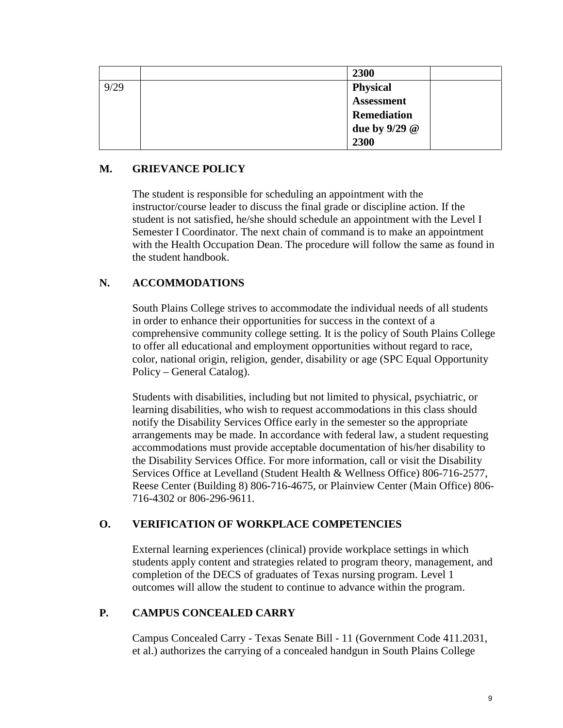| | | | |
|---|---|---|---|
| | | **2300** | |
| 9/29 | | **Physical Assessment Remediation due by 9/29 @ 2300** | |

## M. GRIEVANCE POLICY

The student is responsible for scheduling an appointment with the instructor/course leader to discuss the final grade or discipline action. If the student is not satisfied, he/she should schedule an appointment with the Level I Semester I Coordinator. The next chain of command is to make an appointment with the Health Occupation Dean. The procedure will follow the same as found in the student handbook.

## N. ACCOMMODATIONS

South Plains College strives to accommodate the individual needs of all students in order to enhance their opportunities for success in the context of a comprehensive community college setting. It is the policy of South Plains College to offer all educational and employment opportunities without regard to race, color, national origin, religion, gender, disability or age (SPC Equal Opportunity Policy – General Catalog).

Students with disabilities, including but not limited to physical, psychiatric, or learning disabilities, who wish to request accommodations in this class should notify the Disability Services Office early in the semester so the appropriate arrangements may be made. In accordance with federal law, a student requesting accommodations must provide acceptable documentation of his/her disability to the Disability Services Office. For more information, call or visit the Disability Services Office at Levelland (Student Health & Wellness Office) 806-716-2577, Reese Center (Building 8) 806-716-4675, or Plainview Center (Main Office) 806-716-4302 or 806-296-9611.

## O. VERIFICATION OF WORKPLACE COMPETENCIES

External learning experiences (clinical) provide workplace settings in which students apply content and strategies related to program theory, management, and completion of the DECS of graduates of Texas nursing program. Level 1 outcomes will allow the student to continue to advance within the program.

## P. CAMPUS CONCEALED CARRY

Campus Concealed Carry - Texas Senate Bill - 11 (Government Code 411.2031, et al.) authorizes the carrying of a concealed handgun in South Plains College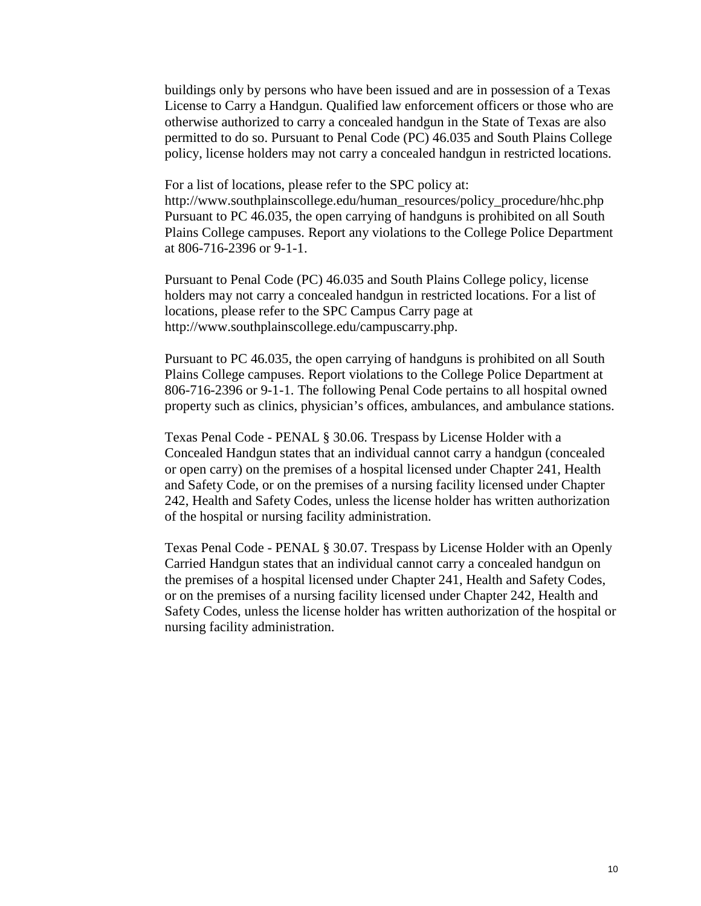buildings only by persons who have been issued and are in possession of a Texas License to Carry a Handgun. Qualified law enforcement officers or those who are otherwise authorized to carry a concealed handgun in the State of Texas are also permitted to do so. Pursuant to Penal Code (PC) 46.035 and South Plains College policy, license holders may not carry a concealed handgun in restricted locations.

For a list of locations, please refer to the SPC policy at:
http://www.southplainscollege.edu/human_resources/policy_procedure/hhc.php
Pursuant to PC 46.035, the open carrying of handguns is prohibited on all South Plains College campuses. Report any violations to the College Police Department at 806-716-2396 or 9-1-1.

Pursuant to Penal Code (PC) 46.035 and South Plains College policy, license holders may not carry a concealed handgun in restricted locations. For a list of locations, please refer to the SPC Campus Carry page at http://www.southplainscollege.edu/campuscarry.php.

Pursuant to PC 46.035, the open carrying of handguns is prohibited on all South Plains College campuses. Report violations to the College Police Department at 806-716-2396 or 9-1-1. The following Penal Code pertains to all hospital owned property such as clinics, physician's offices, ambulances, and ambulance stations.

Texas Penal Code - PENAL § 30.06. Trespass by License Holder with a Concealed Handgun states that an individual cannot carry a handgun (concealed or open carry) on the premises of a hospital licensed under Chapter 241, Health and Safety Code, or on the premises of a nursing facility licensed under Chapter 242, Health and Safety Codes, unless the license holder has written authorization of the hospital or nursing facility administration.

Texas Penal Code - PENAL § 30.07. Trespass by License Holder with an Openly Carried Handgun states that an individual cannot carry a concealed handgun on the premises of a hospital licensed under Chapter 241, Health and Safety Codes, or on the premises of a nursing facility licensed under Chapter 242, Health and Safety Codes, unless the license holder has written authorization of the hospital or nursing facility administration.